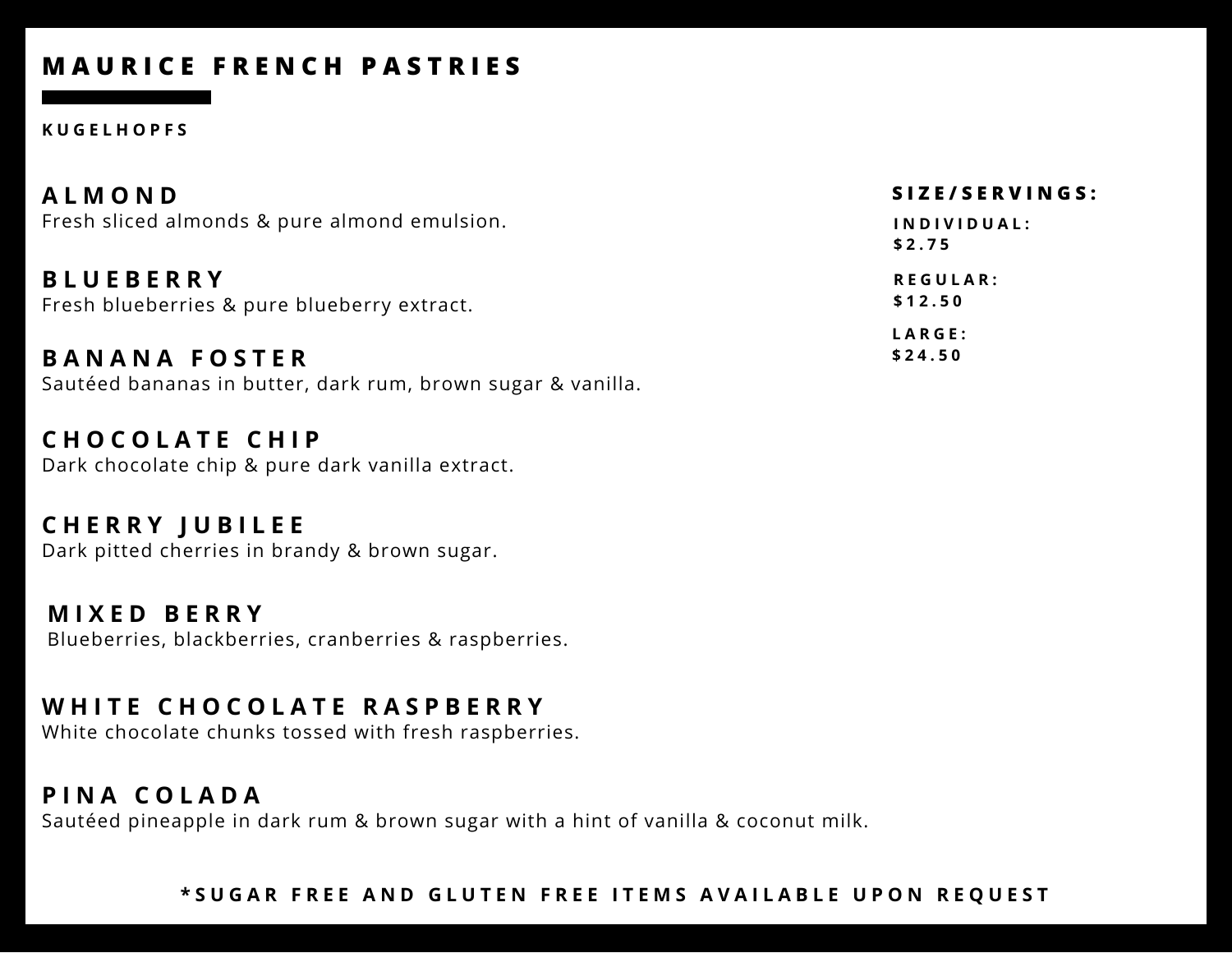# MAURICE FRENCH PASTRIES

## KUGELHOPFS

### ALMOND
Fresh sliced almonds & pure almond emulsion.

### BLUEBERRY
Fresh blueberries & pure blueberry extract.

### BANANA FOSTER
Sautéed bananas in butter, dark rum, brown sugar & vanilla.

### CHOCOLATE CHIP
Dark chocolate chip & pure dark vanilla extract.

### CHERRY JUBILEE
Dark pitted cherries in brandy & brown sugar.

### MIXED BERRY
Blueberries, blackberries, cranberries & raspberries.

### WHITE CHOCOLATE RASPBERRY
White chocolate chunks tossed with fresh raspberries.

### PINA COLADA
Sautéed pineapple in dark rum & brown sugar with a hint of vanilla & coconut milk.

**SIZE/SERVINGS:**

**INDIVIDUAL:**
**$2.75**

**REGULAR:**
**$12.50**

**LARGE:**
**$24.50**

**\*SUGAR FREE AND GLUTEN FREE ITEMS AVAILABLE UPON REQUEST**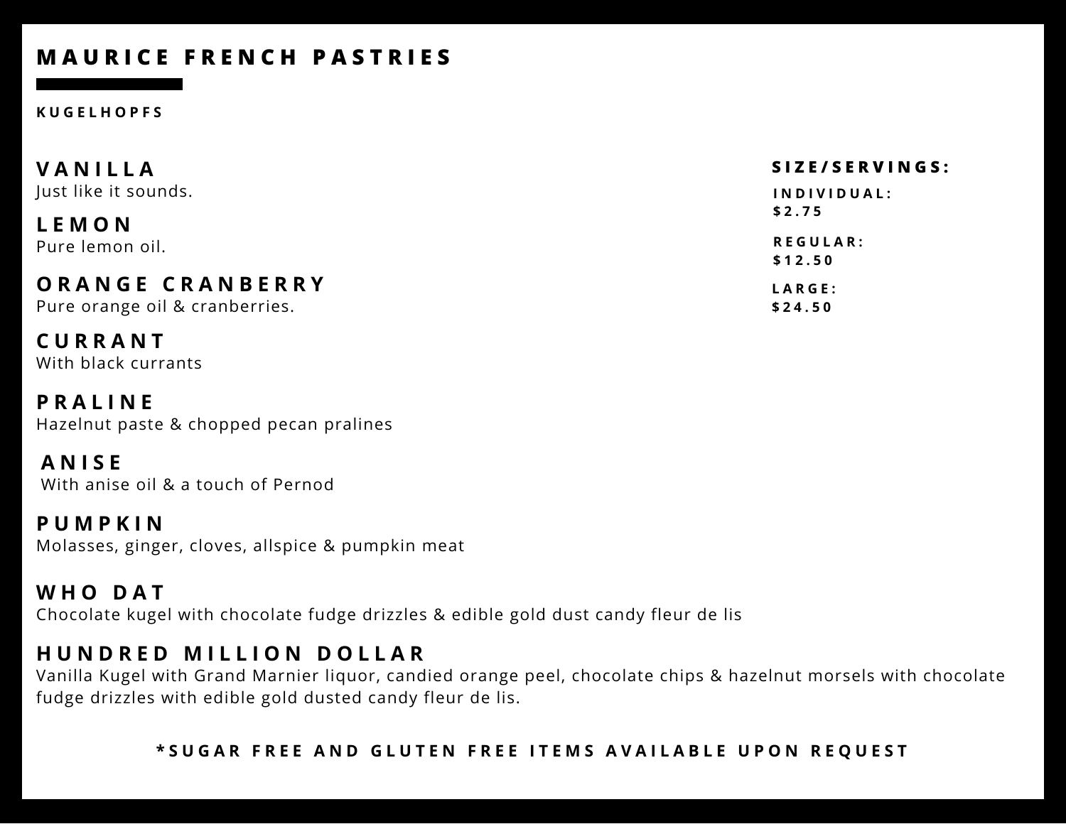# MAURICE FRENCH PASTRIES

## KUGELHOPFS

### VANILLA
Just like it sounds.

### LEMON
Pure lemon oil.

### ORANGE CRANBERRY
Pure orange oil & cranberries.

### CURRANT
With black currants

### PRALINE
Hazelnut paste & chopped pecan pralines

### ANISE
With anise oil & a touch of Pernod

### PUMPKIN
Molasses, ginger, cloves, allspice & pumpkin meat

### WHO DAT
Chocolate kugel with chocolate fudge drizzles & edible gold dust candy fleur de lis

### HUNDRED MILLION DOLLAR
Vanilla Kugel with Grand Marnier liquor, candied orange peel, chocolate chips & hazelnut morsels with chocolate fudge drizzles with edible gold dusted candy fleur de lis.

**SIZE/SERVINGS:**

**INDIVIDUAL:**
**$2.75**

**REGULAR:**
**$12.50**

**LARGE:**
**$24.50**

**\*SUGAR FREE AND GLUTEN FREE ITEMS AVAILABLE UPON REQUEST**